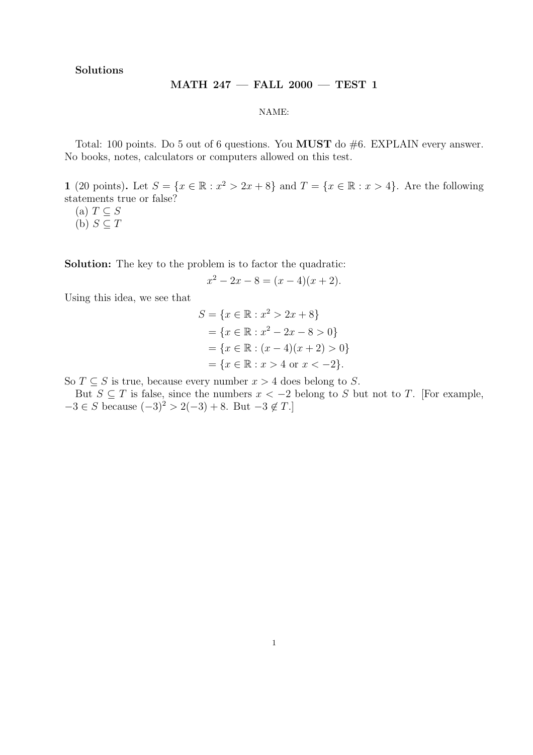**Solutions**

## MATH 247 — FALL 2000 — TEST 1

NAME:

Total: 100 points. Do 5 out of 6 questions. You **MUST** do #6. EXPLAIN every answer. No books, notes, calculators or computers allowed on this test.

**1** (20 points)**.** Let $S = \{x \in \mathbb{R} : x^2 > 2x + 8\}$ and $T = \{x \in \mathbb{R} : x > 4\}$. Are the following statements true or false?
(a) $T \subseteq S$
(b) $S \subseteq T$

**Solution:** The key to the problem is to factor the quadratic:

$$x^2 - 2x - 8 = (x - 4)(x + 2).$$

Using this idea, we see that

$$\begin{aligned} S &= \{x \in \mathbb{R} : x^2 > 2x + 8\} \\ &= \{x \in \mathbb{R} : x^2 - 2x - 8 > 0\} \\ &= \{x \in \mathbb{R} : (x - 4)(x + 2) > 0\} \\ &= \{x \in \mathbb{R} : x > 4 \text{ or } x < -2\}. \end{aligned}$$

So $T \subseteq S$ is true, because every number $x > 4$ does belong to $S$.

But $S \subseteq T$ is false, since the numbers $x < -2$ belong to $S$ but not to $T$. [For example, $-3 \in S$ because $(-3)^2 > 2(-3) + 8$. But $-3 \notin T$.]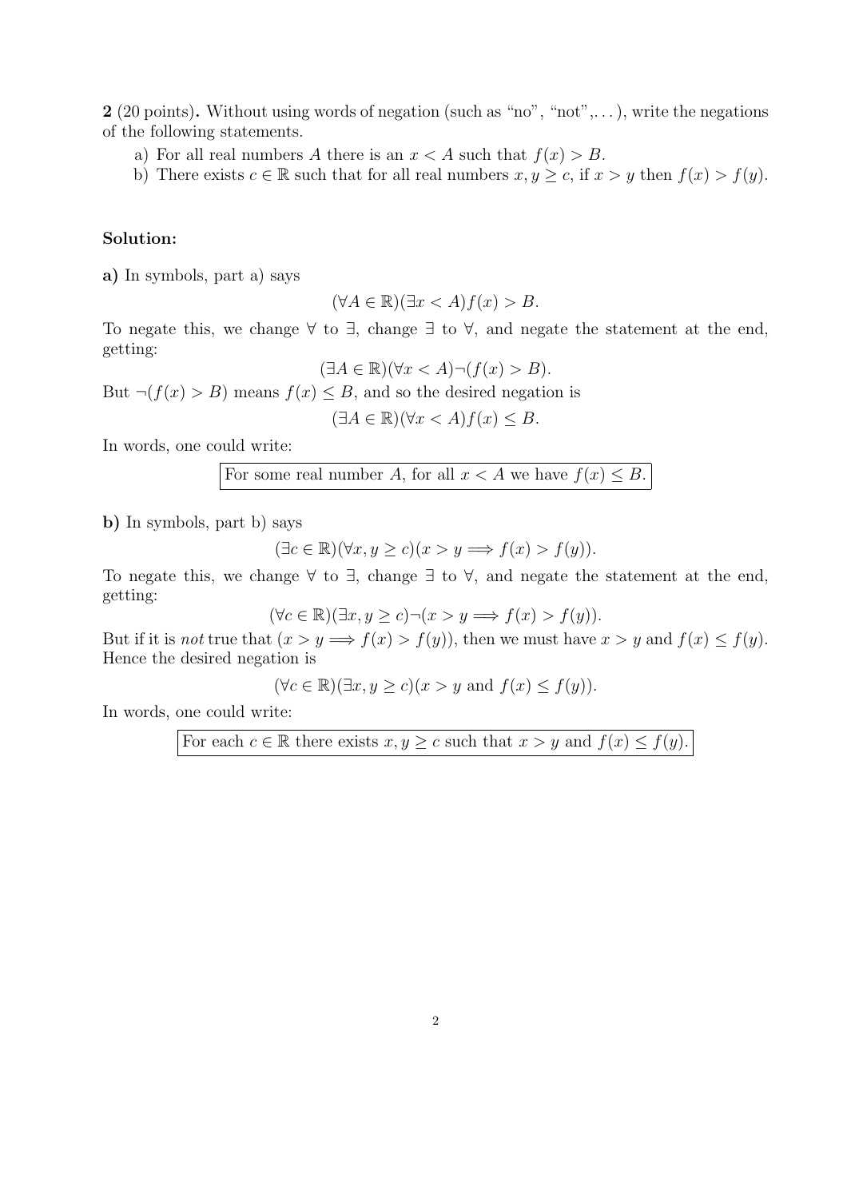**2** (20 points)**.** Without using words of negation (such as "no", "not",...), write the negations of the following statements.

a) For all real numbers $A$ there is an $x < A$ such that $f(x) > B$.

b) There exists $c \in \mathbb{R}$ such that for all real numbers $x, y \geq c$, if $x > y$ then $f(x) > f(y)$.

**Solution:**

**a)** In symbols, part a) says

$$(\forall A \in \mathbb{R})(\exists x < A) f(x) > B.$$

To negate this, we change $\forall$ to $\exists$, change $\exists$ to $\forall$, and negate the statement at the end, getting:

$$(\exists A \in \mathbb{R})(\forall x < A) \neg (f(x) > B).$$

But $\neg(f(x) > B)$ means $f(x) \leq B$, and so the desired negation is

$$(\exists A \in \mathbb{R})(\forall x < A) f(x) \leq B.$$

In words, one could write:

For some real number $A$, for all $x < A$ we have $f(x) \leq B$.

**b)** In symbols, part b) says

$$(\exists c \in \mathbb{R})(\forall x, y \geq c)(x > y \Longrightarrow f(x) > f(y)).$$

To negate this, we change $\forall$ to $\exists$, change $\exists$ to $\forall$, and negate the statement at the end, getting:

$$(\forall c \in \mathbb{R})(\exists x, y \geq c) \neg (x > y \Longrightarrow f(x) > f(y)).$$

But if it is *not* true that $(x > y \Longrightarrow f(x) > f(y))$, then we must have $x > y$ and $f(x) \leq f(y)$. Hence the desired negation is

$$(\forall c \in \mathbb{R})(\exists x, y \geq c)(x > y \text{ and } f(x) \leq f(y)).$$

In words, one could write:

For each $c \in \mathbb{R}$ there exists $x, y \geq c$ such that $x > y$ and $f(x) \leq f(y)$.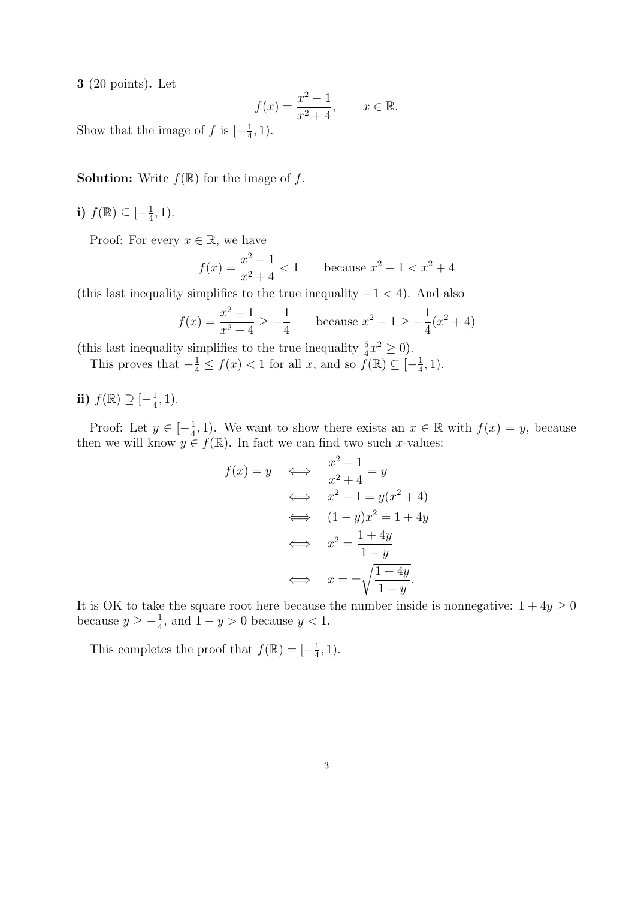**3** (20 points)**.** Let

$$f(x) = \frac{x^2 - 1}{x^2 + 4}, \qquad x \in \mathbb{R}.$$

Show that the image of $f$ is $[-\frac{1}{4}, 1)$.

**Solution:** Write $f(\mathbb{R})$ for the image of $f$.

**i)** $f(\mathbb{R}) \subseteq [-\frac{1}{4}, 1)$.

Proof: For every $x \in \mathbb{R}$, we have

$$f(x) = \frac{x^2 - 1}{x^2 + 4} < 1 \qquad \text{because } x^2 - 1 < x^2 + 4$$

(this last inequality simplifies to the true inequality $-1 < 4$). And also

$$f(x) = \frac{x^2 - 1}{x^2 + 4} \geq -\frac{1}{4} \qquad \text{because } x^2 - 1 \geq -\frac{1}{4}(x^2 + 4)$$

(this last inequality simplifies to the true inequality $\frac{5}{4}x^2 \geq 0$).

This proves that $-\frac{1}{4} \leq f(x) < 1$ for all $x$, and so $f(\mathbb{R}) \subseteq [-\frac{1}{4}, 1)$.

**ii)** $f(\mathbb{R}) \supseteq [-\frac{1}{4}, 1)$.

Proof: Let $y \in [-\frac{1}{4}, 1)$. We want to show there exists an $x \in \mathbb{R}$ with $f(x) = y$, because then we will know $y \in f(\mathbb{R})$. In fact we can find two such $x$-values:

$$\begin{aligned}
f(x) = y \quad &\iff \quad \frac{x^2 - 1}{x^2 + 4} = y \\
&\iff \quad x^2 - 1 = y(x^2 + 4) \\
&\iff \quad (1 - y)x^2 = 1 + 4y \\
&\iff \quad x^2 = \frac{1 + 4y}{1 - y} \\
&\iff \quad x = \pm\sqrt{\frac{1 + 4y}{1 - y}}.
\end{aligned}$$

It is OK to take the square root here because the number inside is nonnegative: $1 + 4y \geq 0$ because $y \geq -\frac{1}{4}$, and $1 - y > 0$ because $y < 1$.

This completes the proof that $f(\mathbb{R}) = [-\frac{1}{4}, 1)$.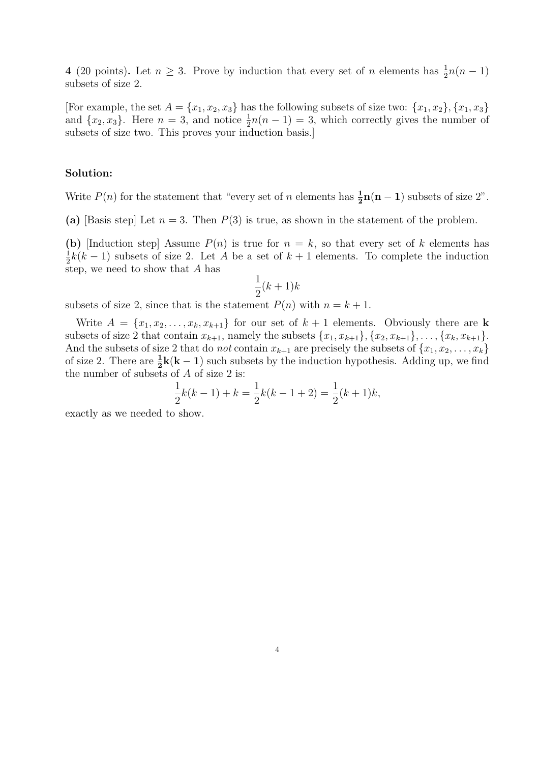**4** (20 points)**.** Let $n \geq 3$. Prove by induction that every set of $n$ elements has $\frac{1}{2}n(n-1)$ subsets of size 2.

[For example, the set $A = \{x_1, x_2, x_3\}$ has the following subsets of size two: $\{x_1, x_2\}, \{x_1, x_3\}$ and $\{x_2, x_3\}$. Here $n = 3$, and notice $\frac{1}{2}n(n-1) = 3$, which correctly gives the number of subsets of size two. This proves your induction basis.]

**Solution:**

Write $P(n)$ for the statement that "every set of $n$ elements has $\mathbf{\frac{1}{2}n(n-1)}$ subsets of size 2".

**(a)** [Basis step] Let $n = 3$. Then $P(3)$ is true, as shown in the statement of the problem.

**(b)** [Induction step] Assume $P(n)$ is true for $n = k$, so that every set of $k$ elements has $\frac{1}{2}k(k-1)$ subsets of size 2. Let $A$ be a set of $k+1$ elements. To complete the induction step, we need to show that $A$ has

$$\frac{1}{2}(k+1)k$$

subsets of size 2, since that is the statement $P(n)$ with $n = k+1$.

Write $A = \{x_1, x_2, \ldots, x_k, x_{k+1}\}$ for our set of $k+1$ elements. Obviously there are $\mathbf{k}$ subsets of size 2 that contain $x_{k+1}$, namely the subsets $\{x_1, x_{k+1}\}, \{x_2, x_{k+1}\}, \ldots, \{x_k, x_{k+1}\}$. And the subsets of size 2 that do *not* contain $x_{k+1}$ are precisely the subsets of $\{x_1, x_2, \ldots, x_k\}$ of size 2. There are $\mathbf{\frac{1}{2}k(k-1)}$ such subsets by the induction hypothesis. Adding up, we find the number of subsets of $A$ of size 2 is:

$$\frac{1}{2}k(k-1) + k = \frac{1}{2}k(k-1+2) = \frac{1}{2}(k+1)k,$$

exactly as we needed to show.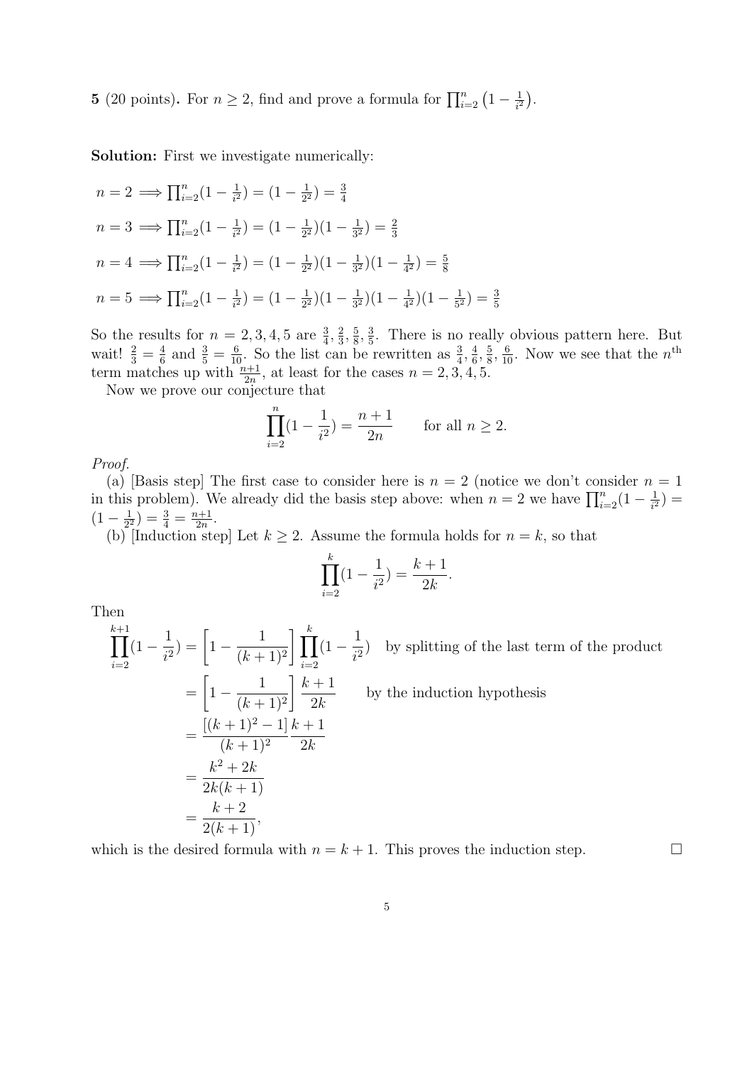**5** (20 points)**.** For $n \geq 2$, find and prove a formula for $\prod_{i=2}^{n}\left(1 - \frac{1}{i^2}\right)$.

**Solution:** First we investigate numerically:

$n = 2 \implies \prod_{i=2}^{n}(1 - \frac{1}{i^2}) = (1 - \frac{1}{2^2}) = \frac{3}{4}$

$n = 3 \implies \prod_{i=2}^{n}(1 - \frac{1}{i^2}) = (1 - \frac{1}{2^2})(1 - \frac{1}{3^2}) = \frac{2}{3}$

$n = 4 \implies \prod_{i=2}^{n}(1 - \frac{1}{i^2}) = (1 - \frac{1}{2^2})(1 - \frac{1}{3^2})(1 - \frac{1}{4^2}) = \frac{5}{8}$

$n = 5 \implies \prod_{i=2}^{n}(1 - \frac{1}{i^2}) = (1 - \frac{1}{2^2})(1 - \frac{1}{3^2})(1 - \frac{1}{4^2})(1 - \frac{1}{5^2}) = \frac{3}{5}$

So the results for $n = 2, 3, 4, 5$ are $\frac{3}{4}, \frac{2}{3}, \frac{5}{8}, \frac{3}{5}$. There is no really obvious pattern here. But wait! $\frac{2}{3} = \frac{4}{6}$ and $\frac{3}{5} = \frac{6}{10}$. So the list can be rewritten as $\frac{3}{4}, \frac{4}{6}, \frac{5}{8}, \frac{6}{10}$. Now we see that the $n^{\text{th}}$ term matches up with $\frac{n+1}{2n}$, at least for the cases $n = 2, 3, 4, 5$.

Now we prove our conjecture that

$$\prod_{i=2}^{n}(1 - \frac{1}{i^2}) = \frac{n+1}{2n} \qquad \text{for all } n \geq 2.$$

*Proof.*

(a) [Basis step] The first case to consider here is $n = 2$ (notice we don't consider $n = 1$ in this problem). We already did the basis step above: when $n = 2$ we have $\prod_{i=2}^{n}(1 - \frac{1}{i^2}) = (1 - \frac{1}{2^2}) = \frac{3}{4} = \frac{n+1}{2n}$.

(b) [Induction step] Let $k \geq 2$. Assume the formula holds for $n = k$, so that

$$\prod_{i=2}^{k}(1 - \frac{1}{i^2}) = \frac{k+1}{2k}.$$

Then

$$\begin{aligned}
\prod_{i=2}^{k+1}(1 - \frac{1}{i^2}) &= \left[1 - \frac{1}{(k+1)^2}\right] \prod_{i=2}^{k}(1 - \frac{1}{i^2}) \quad \text{by splitting of the last term of the product} \\
&= \left[1 - \frac{1}{(k+1)^2}\right] \frac{k+1}{2k} \qquad \text{by the induction hypothesis} \\
&= \frac{\left[(k+1)^2 - 1\right]}{(k+1)^2} \frac{k+1}{2k} \\
&= \frac{k^2 + 2k}{2k(k+1)} \\
&= \frac{k+2}{2(k+1)},
\end{aligned}$$

which is the desired formula with $n = k + 1$. This proves the induction step. □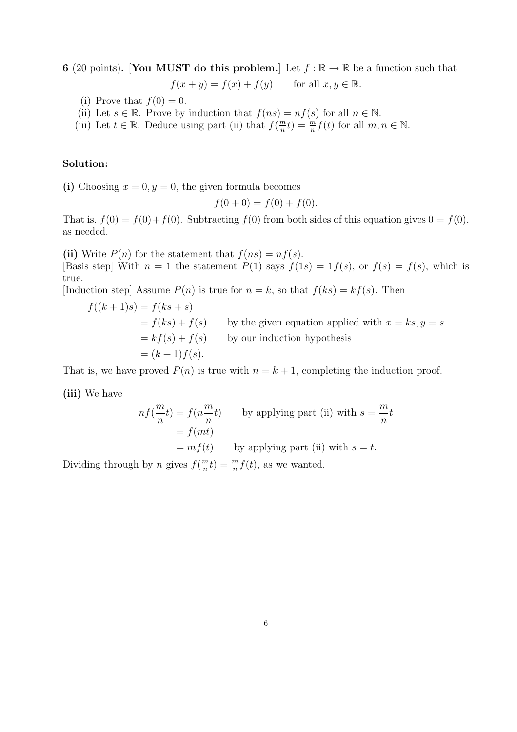**6** (20 points)**.** [**You MUST do this problem.**] Let $f : \mathbb{R} \to \mathbb{R}$ be a function such that

$$f(x + y) = f(x) + f(y) \qquad \text{for all } x, y \in \mathbb{R}.$$

(i) Prove that $f(0) = 0$.

(ii) Let $s \in \mathbb{R}$. Prove by induction that $f(ns) = nf(s)$ for all $n \in \mathbb{N}$.

(iii) Let $t \in \mathbb{R}$. Deduce using part (ii) that $f(\frac{m}{n}t) = \frac{m}{n}f(t)$ for all $m, n \in \mathbb{N}$.

**Solution:**

**(i)** Choosing $x = 0, y = 0$, the given formula becomes

$$f(0 + 0) = f(0) + f(0).$$

That is, $f(0) = f(0) + f(0)$. Subtracting $f(0)$ from both sides of this equation gives $0 = f(0)$, as needed.

**(ii)** Write $P(n)$ for the statement that $f(ns) = nf(s)$.
[Basis step] With $n = 1$ the statement $P(1)$ says $f(1s) = 1f(s)$, or $f(s) = f(s)$, which is true.
[Induction step] Assume $P(n)$ is true for $n = k$, so that $f(ks) = kf(s)$. Then

$$\begin{aligned}
f((k+1)s) &= f(ks + s) \\
&= f(ks) + f(s) \qquad \text{by the given equation applied with } x = ks, y = s \\
&= kf(s) + f(s) \qquad \text{by our induction hypothesis} \\
&= (k+1)f(s).
\end{aligned}$$

That is, we have proved $P(n)$ is true with $n = k + 1$, completing the induction proof.

**(iii)** We have

$$\begin{aligned}
nf(\frac{m}{n}t) &= f(n\frac{m}{n}t) \qquad \text{by applying part (ii) with } s = \frac{m}{n}t \\
&= f(mt) \\
&= mf(t) \qquad \text{by applying part (ii) with } s = t.
\end{aligned}$$

Dividing through by $n$ gives $f(\frac{m}{n}t) = \frac{m}{n}f(t)$, as we wanted.